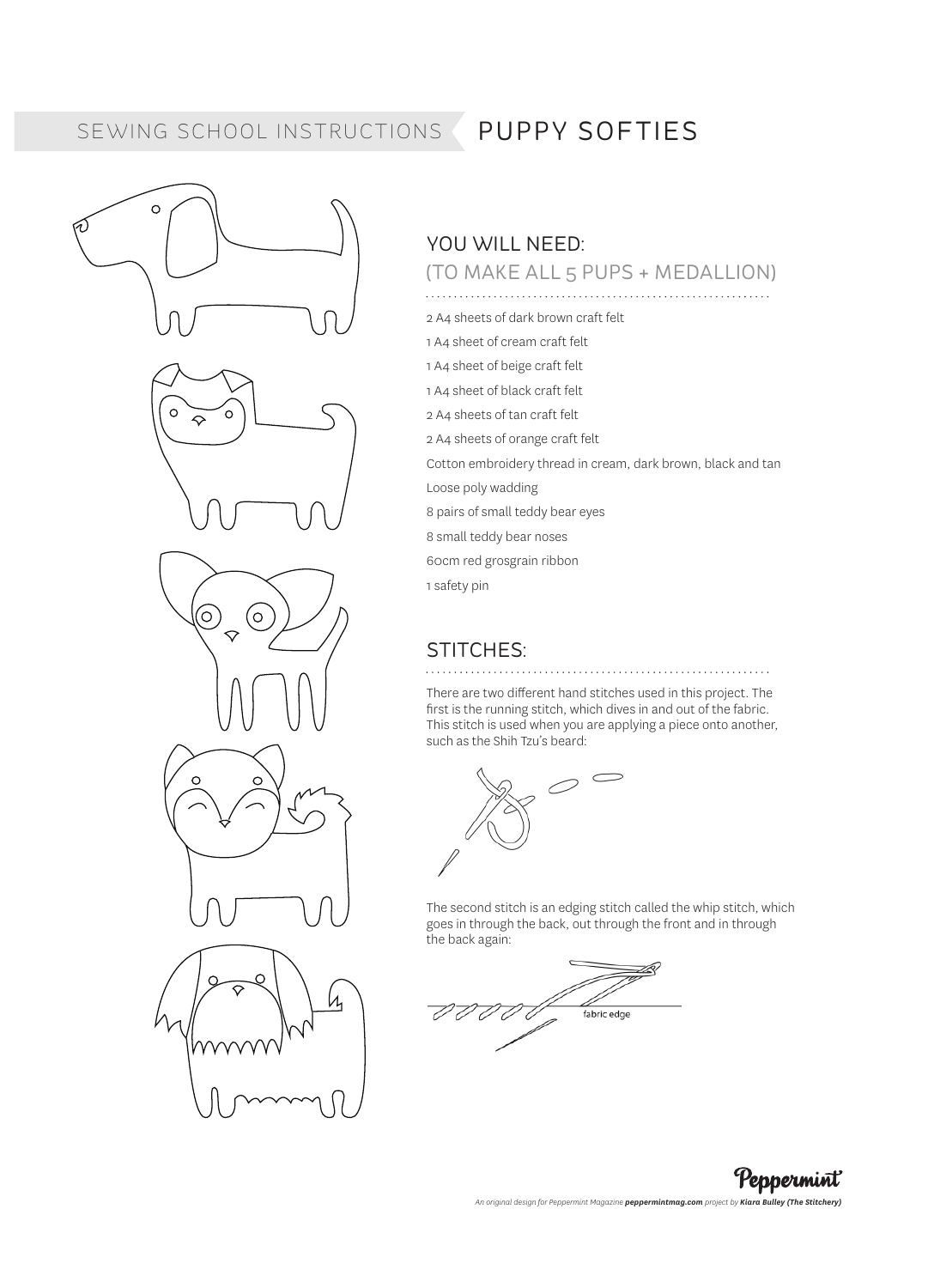# SEWING SCHOOL INSTRUCTIONS PUPPY SOFTIES

## YOU WILL NEED:

### (TO MAKE ALL 5 PUPS + MEDALLION)

- 2 A4 sheets of dark brown craft felt
- 1 A4 sheet of cream craft felt
- 1 A4 sheet of beige craft felt
- 1 A4 sheet of black craft felt
- 2 A4 sheets of tan craft felt
- 2 A4 sheets of orange craft felt
- Cotton embroidery thread in cream, dark brown, black and tan
- Loose poly wadding
- 8 pairs of small teddy bear eyes
- 8 small teddy bear noses
- 60cm red grosgrain ribbon
- 1 safety pin

## STITCHES:

There are two different hand stitches used in this project. The first is the running stitch, which dives in and out of the fabric. This stitch is used when you are applying a piece onto another, such as the Shih Tzu's beard:

The second stitch is an edging stitch called the whip stitch, which goes in through the back, out through the front and in through the back again:

fabric edge

*An original design for Peppermint Magazine* ***peppermintmag.com*** *project by* ***Kiara Bulley (The Stitchery)***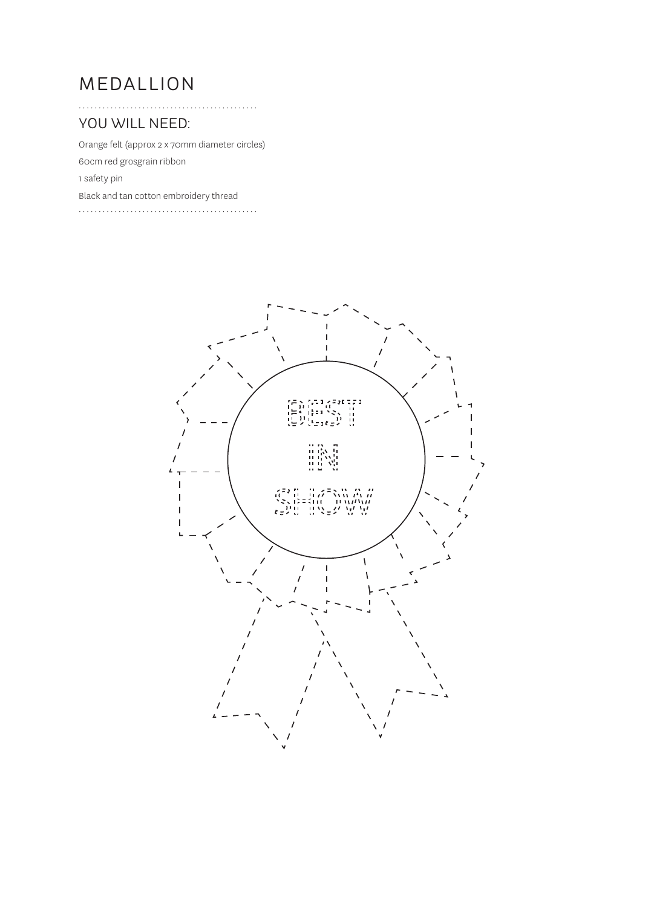# MEDALLION

## YOU WILL NEED:

Orange felt (approx 2 x 70mm diameter circles)

60cm red grosgrain ribbon

1 safety pin

Black and tan cotton embroidery thread

BEST

IN

SHOW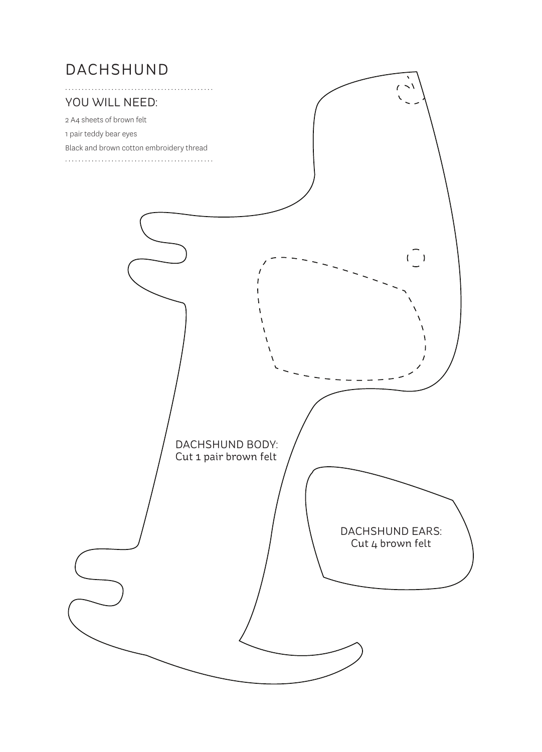# DACHSHUND

## YOU WILL NEED:

2 A4 sheets of brown felt

1 pair teddy bear eyes

Black and brown cotton embroidery thread

DACHSHUND BODY:
Cut 1 pair brown felt

DACHSHUND EARS:
Cut 4 brown felt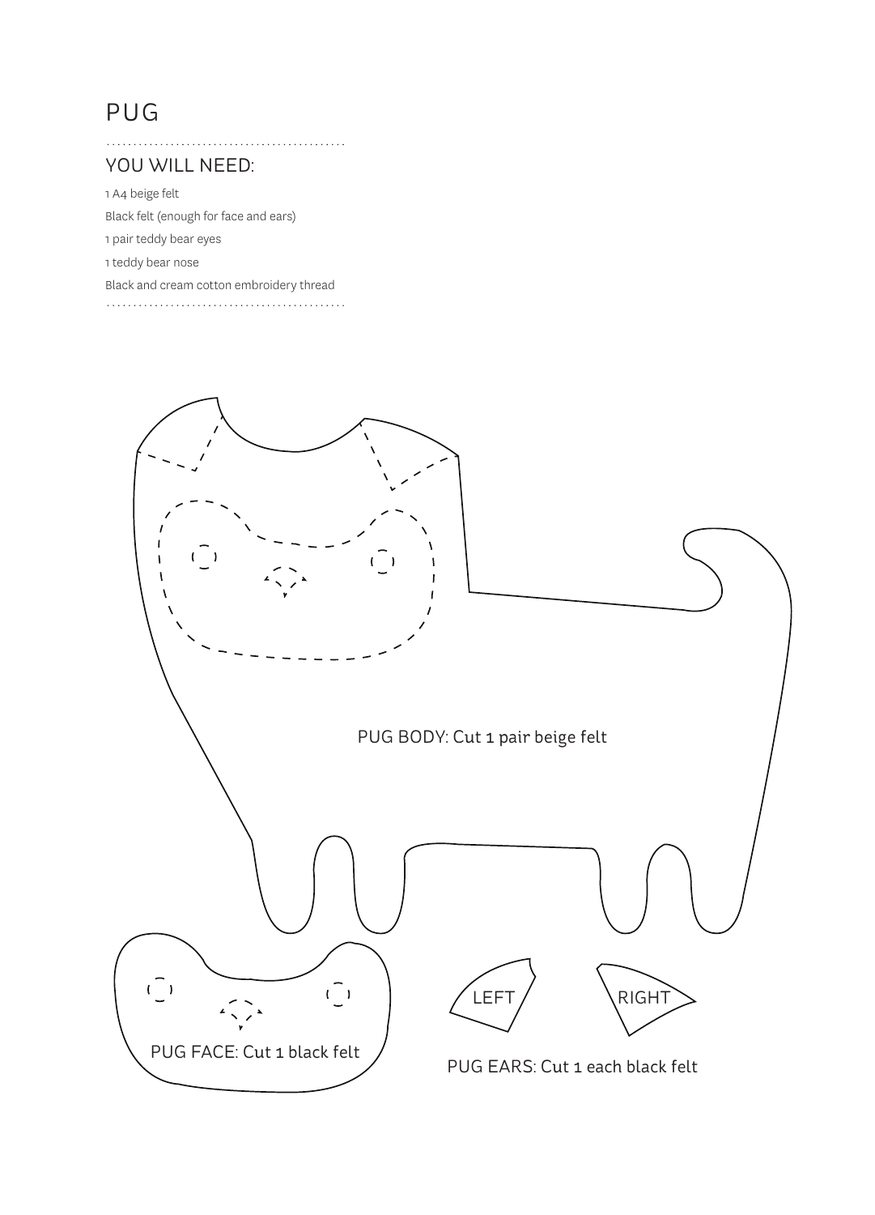# PUG

## YOU WILL NEED:

1 A4 beige felt

Black felt (enough for face and ears)

1 pair teddy bear eyes

1 teddy bear nose

Black and cream cotton embroidery thread

PUG BODY: Cut 1 pair beige felt

PUG FACE: Cut 1 black felt

LEFT

RIGHT

PUG EARS: Cut 1 each black felt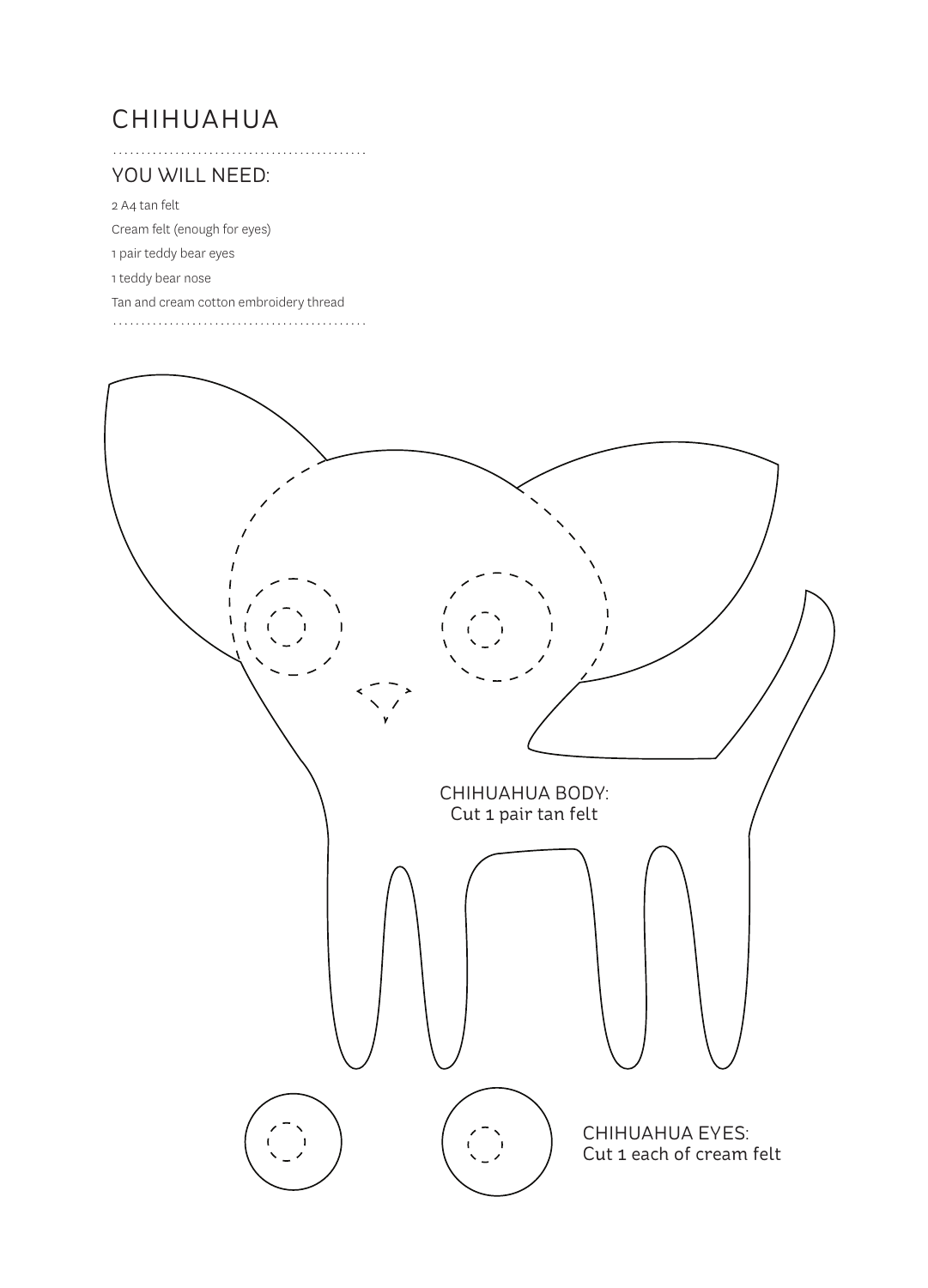# CHIHUAHUA

## YOU WILL NEED:

2 A4 tan felt

Cream felt (enough for eyes)

1 pair teddy bear eyes

1 teddy bear nose

Tan and cream cotton embroidery thread

CHIHUAHUA BODY:
Cut 1 pair tan felt

CHIHUAHUA EYES:
Cut 1 each of cream felt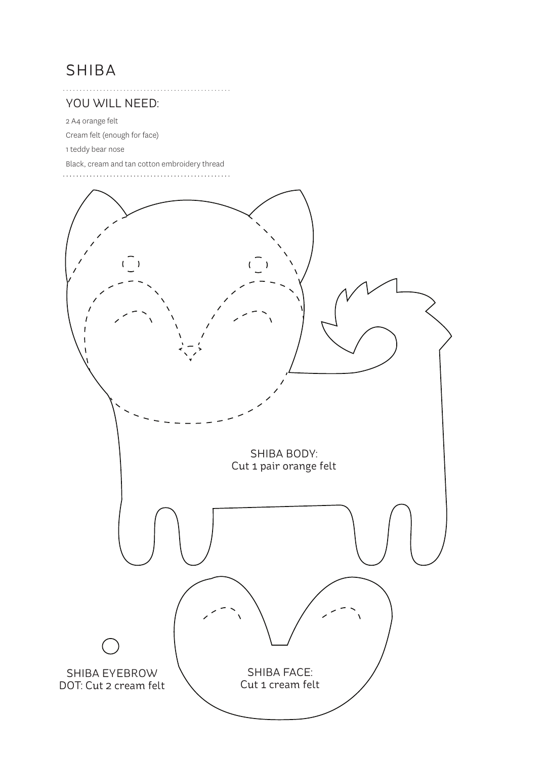# SHIBA

## YOU WILL NEED:

2 A4 orange felt

Cream felt (enough for face)

1 teddy bear nose

Black, cream and tan cotton embroidery thread

SHIBA BODY:
Cut 1 pair orange felt

SHIBA EYEBROW DOT: Cut 2 cream felt

SHIBA FACE:
Cut 1 cream felt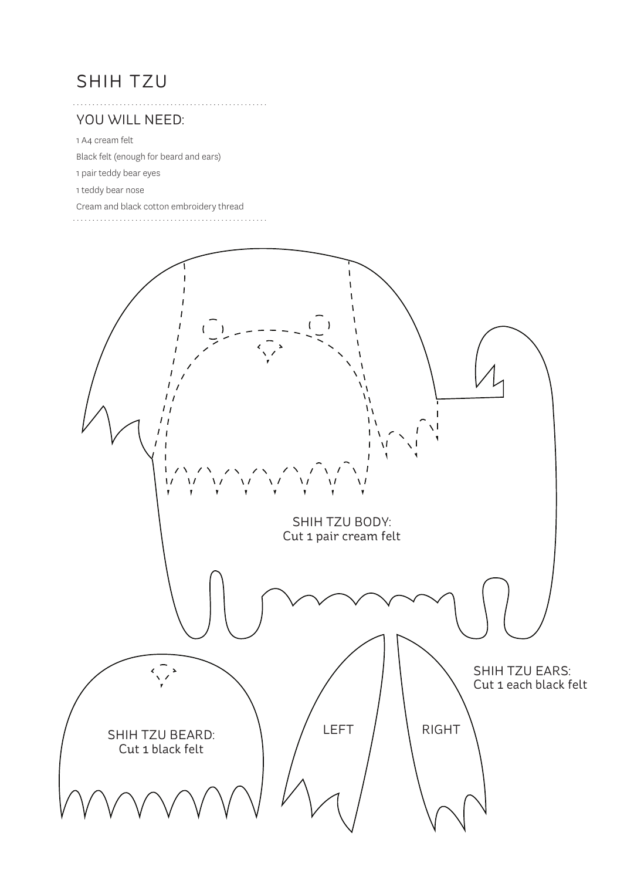# SHIH TZU

## YOU WILL NEED:

1 A4 cream felt

Black felt (enough for beard and ears)

1 pair teddy bear eyes

1 teddy bear nose

Cream and black cotton embroidery thread

SHIH TZU BODY:
Cut 1 pair cream felt

SHIH TZU EARS:
Cut 1 each black felt

LEFT

RIGHT

SHIH TZU BEARD:
Cut 1 black felt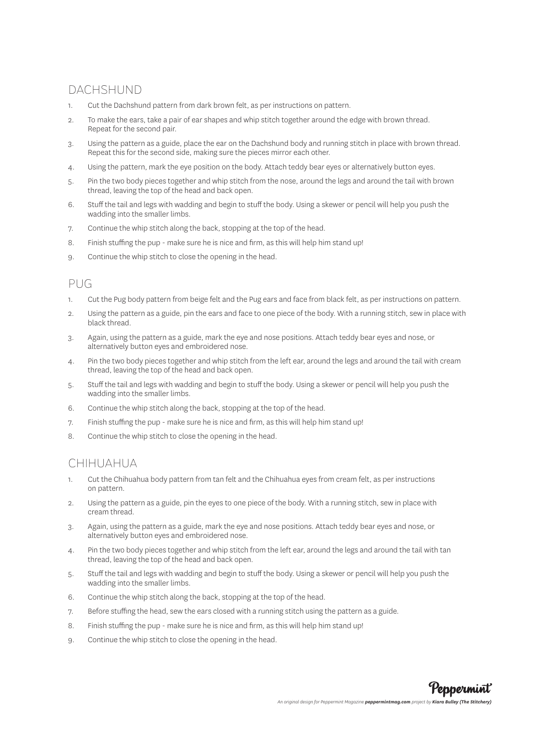## DACHSHUND

1. Cut the Dachshund pattern from dark brown felt, as per instructions on pattern.
2. To make the ears, take a pair of ear shapes and whip stitch together around the edge with brown thread. Repeat for the second pair.
3. Using the pattern as a guide, place the ear on the Dachshund body and running stitch in place with brown thread. Repeat this for the second side, making sure the pieces mirror each other.
4. Using the pattern, mark the eye position on the body. Attach teddy bear eyes or alternatively button eyes.
5. Pin the two body pieces together and whip stitch from the nose, around the legs and around the tail with brown thread, leaving the top of the head and back open.
6. Stuff the tail and legs with wadding and begin to stuff the body. Using a skewer or pencil will help you push the wadding into the smaller limbs.
7. Continue the whip stitch along the back, stopping at the top of the head.
8. Finish stuffing the pup - make sure he is nice and firm, as this will help him stand up!
9. Continue the whip stitch to close the opening in the head.

## PUG

1. Cut the Pug body pattern from beige felt and the Pug ears and face from black felt, as per instructions on pattern.
2. Using the pattern as a guide, pin the ears and face to one piece of the body. With a running stitch, sew in place with black thread.
3. Again, using the pattern as a guide, mark the eye and nose positions. Attach teddy bear eyes and nose, or alternatively button eyes and embroidered nose.
4. Pin the two body pieces together and whip stitch from the left ear, around the legs and around the tail with cream thread, leaving the top of the head and back open.
5. Stuff the tail and legs with wadding and begin to stuff the body. Using a skewer or pencil will help you push the wadding into the smaller limbs.
6. Continue the whip stitch along the back, stopping at the top of the head.
7. Finish stuffing the pup - make sure he is nice and firm, as this will help him stand up!
8. Continue the whip stitch to close the opening in the head.

## CHIHUAHUA

1. Cut the Chihuahua body pattern from tan felt and the Chihuahua eyes from cream felt, as per instructions on pattern.
2. Using the pattern as a guide, pin the eyes to one piece of the body. With a running stitch, sew in place with cream thread.
3. Again, using the pattern as a guide, mark the eye and nose positions. Attach teddy bear eyes and nose, or alternatively button eyes and embroidered nose.
4. Pin the two body pieces together and whip stitch from the left ear, around the legs and around the tail with tan thread, leaving the top of the head and back open.
5. Stuff the tail and legs with wadding and begin to stuff the body. Using a skewer or pencil will help you push the wadding into the smaller limbs.
6. Continue the whip stitch along the back, stopping at the top of the head.
7. Before stuffing the head, sew the ears closed with a running stitch using the pattern as a guide.
8. Finish stuffing the pup - make sure he is nice and firm, as this will help him stand up!
9. Continue the whip stitch to close the opening in the head.

Peppermint

*An original design for Peppermint Magazine **peppermintmag.com** project by **Kiara Bulley (The Stitchery)***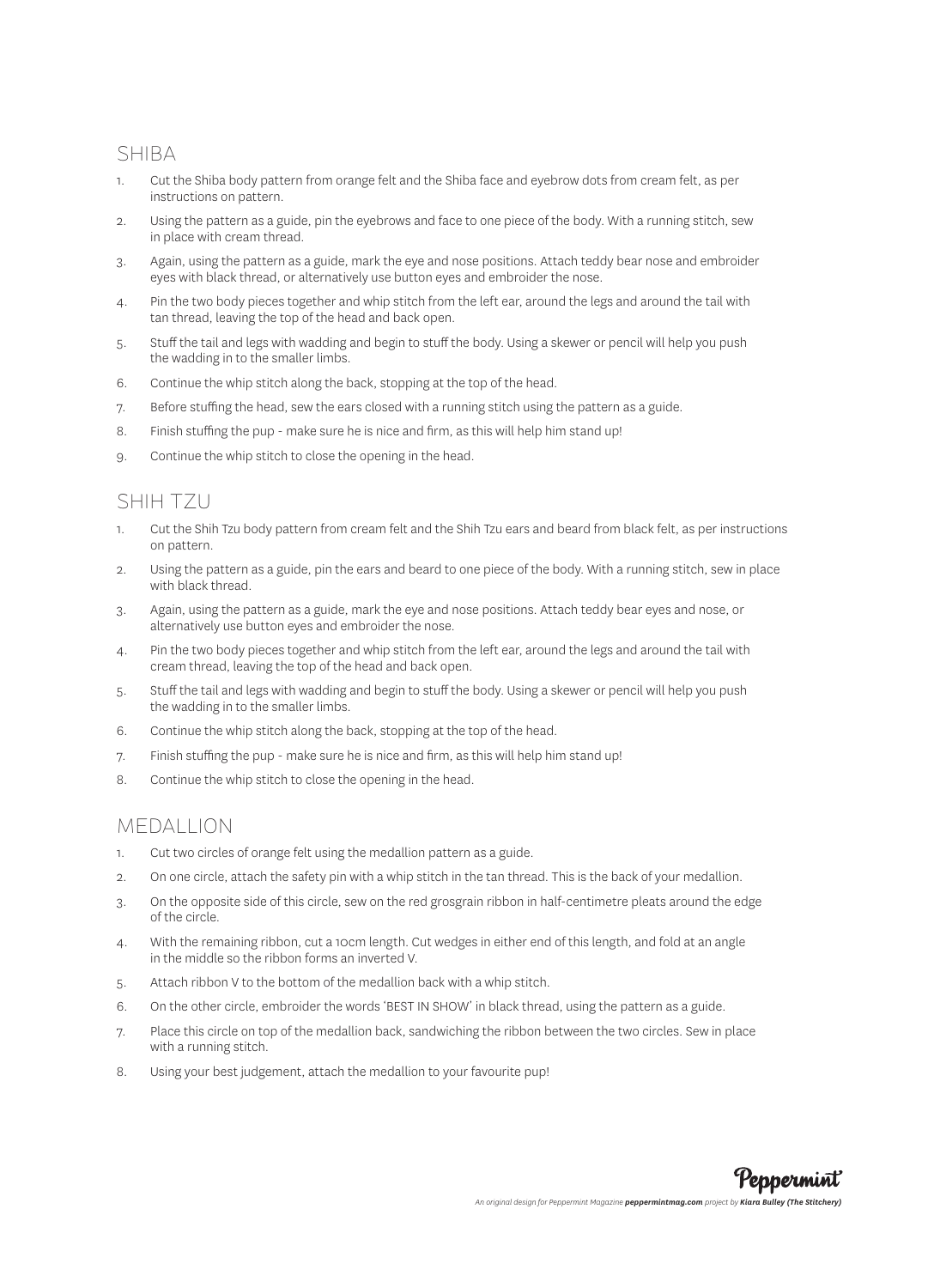## SHIBA

1. Cut the Shiba body pattern from orange felt and the Shiba face and eyebrow dots from cream felt, as per instructions on pattern.
2. Using the pattern as a guide, pin the eyebrows and face to one piece of the body. With a running stitch, sew in place with cream thread.
3. Again, using the pattern as a guide, mark the eye and nose positions. Attach teddy bear nose and embroider eyes with black thread, or alternatively use button eyes and embroider the nose.
4. Pin the two body pieces together and whip stitch from the left ear, around the legs and around the tail with tan thread, leaving the top of the head and back open.
5. Stuff the tail and legs with wadding and begin to stuff the body. Using a skewer or pencil will help you push the wadding in to the smaller limbs.
6. Continue the whip stitch along the back, stopping at the top of the head.
7. Before stuffing the head, sew the ears closed with a running stitch using the pattern as a guide.
8. Finish stuffing the pup - make sure he is nice and firm, as this will help him stand up!
9. Continue the whip stitch to close the opening in the head.

## SHIH TZU

1. Cut the Shih Tzu body pattern from cream felt and the Shih Tzu ears and beard from black felt, as per instructions on pattern.
2. Using the pattern as a guide, pin the ears and beard to one piece of the body. With a running stitch, sew in place with black thread.
3. Again, using the pattern as a guide, mark the eye and nose positions. Attach teddy bear eyes and nose, or alternatively use button eyes and embroider the nose.
4. Pin the two body pieces together and whip stitch from the left ear, around the legs and around the tail with cream thread, leaving the top of the head and back open.
5. Stuff the tail and legs with wadding and begin to stuff the body. Using a skewer or pencil will help you push the wadding in to the smaller limbs.
6. Continue the whip stitch along the back, stopping at the top of the head.
7. Finish stuffing the pup - make sure he is nice and firm, as this will help him stand up!
8. Continue the whip stitch to close the opening in the head.

## MEDALLION

1. Cut two circles of orange felt using the medallion pattern as a guide.
2. On one circle, attach the safety pin with a whip stitch in the tan thread. This is the back of your medallion.
3. On the opposite side of this circle, sew on the red grosgrain ribbon in half-centimetre pleats around the edge of the circle.
4. With the remaining ribbon, cut a 10cm length. Cut wedges in either end of this length, and fold at an angle in the middle so the ribbon forms an inverted V.
5. Attach ribbon V to the bottom of the medallion back with a whip stitch.
6. On the other circle, embroider the words 'BEST IN SHOW' in black thread, using the pattern as a guide.
7. Place this circle on top of the medallion back, sandwiching the ribbon between the two circles. Sew in place with a running stitch.
8. Using your best judgement, attach the medallion to your favourite pup!

Peppermint

*An original design for Peppermint Magazine* ***peppermintmag.com*** *project by* ***Kiara Bulley (The Stitchery)***